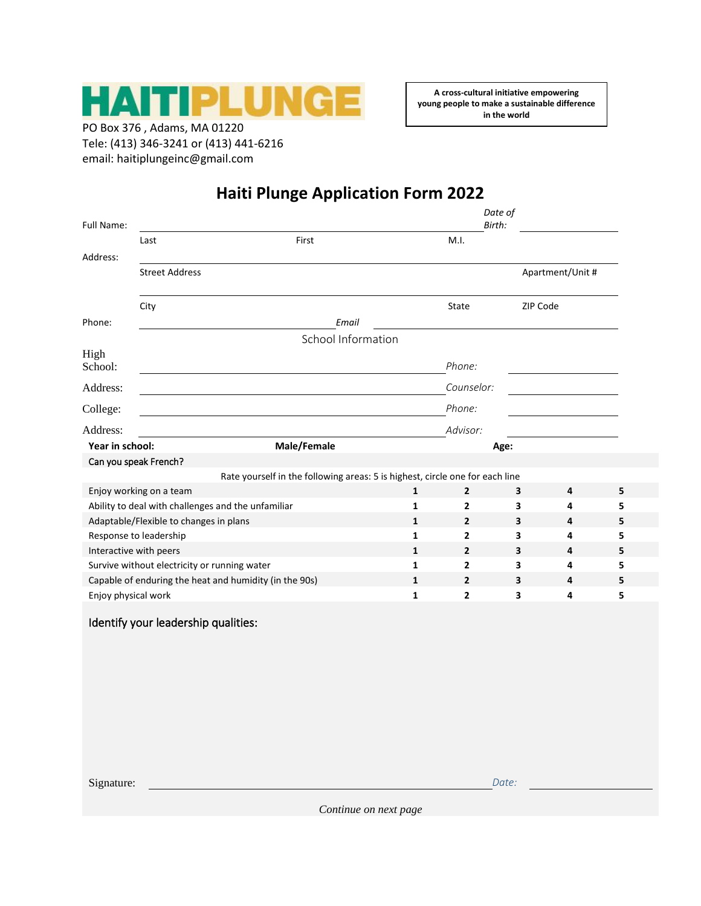# HAITIPLUNGE

PO Box 376 , Adams, MA 01220
Tele: (413) 346-3241 or (413) 441-6216
email: haitiplungeinc@gmail.com

**A cross-cultural initiative empowering young people to make a sustainable difference in the world**

## Haiti Plunge Application Form 2022

Full Name: ______________________________ *Date of Birth:* ______________
Last First M.I.

Address: ______________________________________________
Street Address Apartment/Unit #

______________________________________________
City State ZIP Code

Phone: ______________________ *Email* ______________________

School Information

High School: ______________________ *Phone:* ______________

Address: ______________________ *Counselor:* ______________

College: ______________________ *Phone:* ______________

Address: ______________________ *Advisor:* ______________

**Year in school:** **Male/Female** **Age:**

Can you speak French?

Rate yourself in the following areas: 5 is highest, circle one for each line

| | | | | | |
|---|---|---|---|---|---|
| Enjoy working on a team | **1** | **2** | **3** | **4** | **5** |
| Ability to deal with challenges and the unfamiliar | **1** | **2** | **3** | **4** | **5** |
| Adaptable/Flexible to changes in plans | **1** | **2** | **3** | **4** | **5** |
| Response to leadership | **1** | **2** | **3** | **4** | **5** |
| Interactive with peers | **1** | **2** | **3** | **4** | **5** |
| Survive without electricity or running water | **1** | **2** | **3** | **4** | **5** |
| Capable of enduring the heat and humidity (in the 90s) | **1** | **2** | **3** | **4** | **5** |
| Enjoy physical work | **1** | **2** | **3** | **4** | **5** |

Identify your leadership qualities:

Signature: ______________________________ *Date:* ______________

*Continue on next page*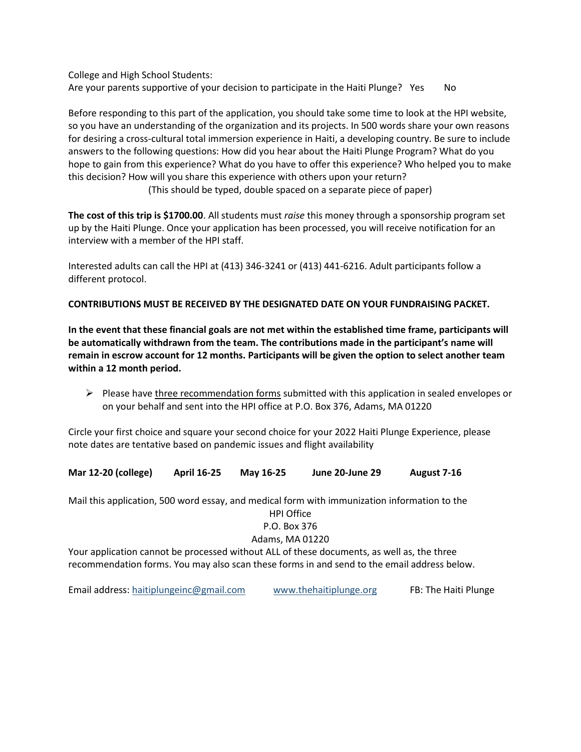College and High School Students:
Are your parents supportive of your decision to participate in the Haiti Plunge?   Yes      No

Before responding to this part of the application, you should take some time to look at the HPI website, so you have an understanding of the organization and its projects. In 500 words share your own reasons for desiring a cross-cultural total immersion experience in Haiti, a developing country. Be sure to include answers to the following questions: How did you hear about the Haiti Plunge Program? What do you hope to gain from this experience? What do you have to offer this experience? Who helped you to make this decision? How will you share this experience with others upon your return?

(This should be typed, double spaced on a separate piece of paper)

**The cost of this trip is $1700.00**. All students must *raise* this money through a sponsorship program set up by the Haiti Plunge. Once your application has been processed, you will receive notification for an interview with a member of the HPI staff.

Interested adults can call the HPI at (413) 346-3241 or (413) 441-6216. Adult participants follow a different protocol.

**CONTRIBUTIONS MUST BE RECEIVED BY THE DESIGNATED DATE ON YOUR FUNDRAISING PACKET.**

**In the event that these financial goals are not met within the established time frame, participants will be automatically withdrawn from the team. The contributions made in the participant's name will remain in escrow account for 12 months. Participants will be given the option to select another team within a 12 month period.**

- Please have <u>three recommendation forms</u> submitted with this application in sealed envelopes or on your behalf and sent into the HPI office at P.O. Box 376, Adams, MA 01220

Circle your first choice and square your second choice for your 2022 Haiti Plunge Experience, please note dates are tentative based on pandemic issues and flight availability

**Mar 12-20 (college)   April 16-25   May 16-25   June 20-June 29   August 7-16**

Mail this application, 500 word essay, and medical form with immunization information to the

HPI Office
P.O. Box 376
Adams, MA 01220

Your application cannot be processed without ALL of these documents, as well as, the three recommendation forms. You may also scan these forms in and send to the email address below.

Email address: haitiplungeinc@gmail.com   www.thehaitiplunge.org   FB: The Haiti Plunge